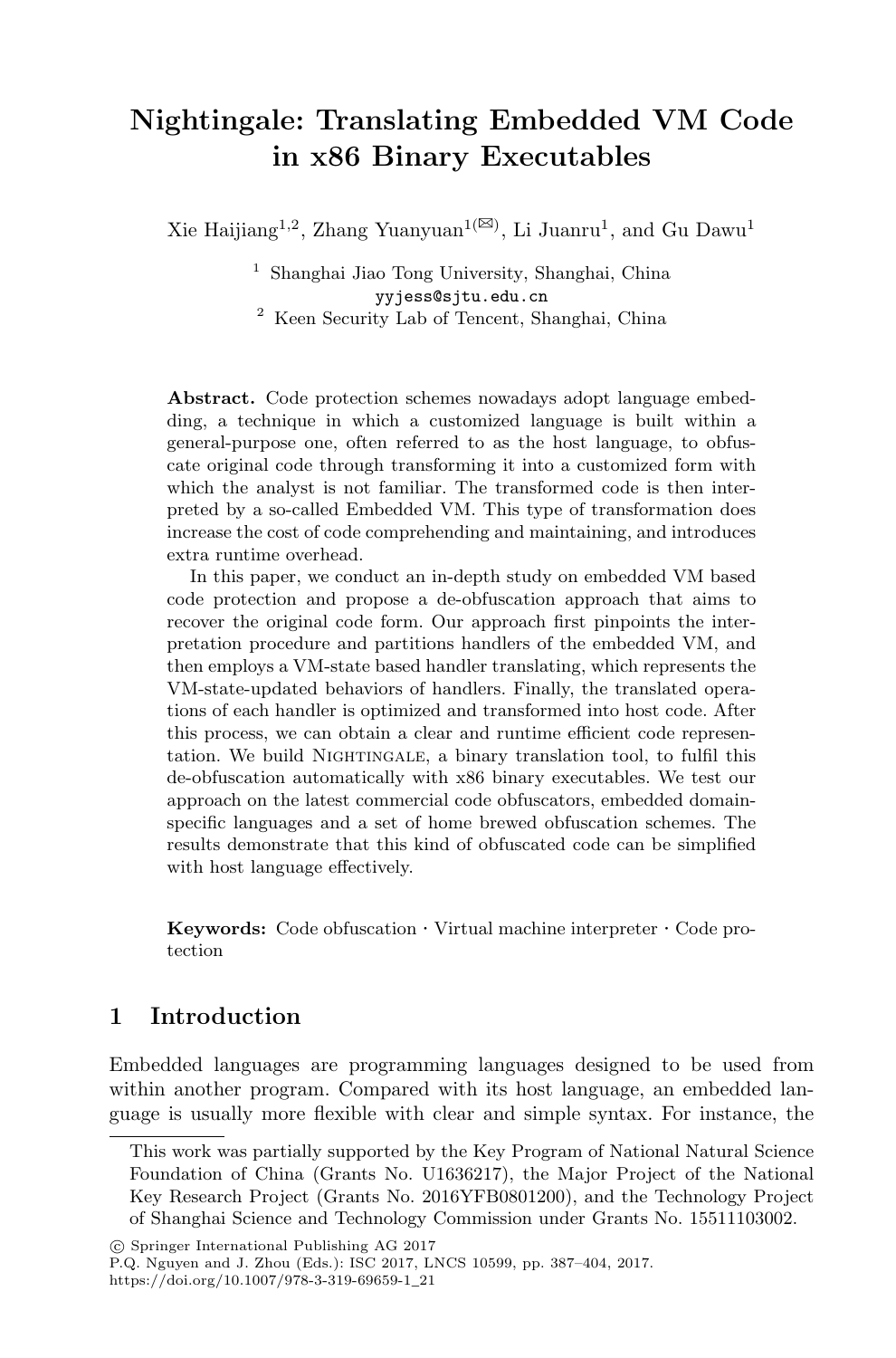# Nightingale: Translating Embedded VM Code in x86 Binary Executables

Xie Haijiang[1,2], Zhang Yuanyuan[1(✉)], Li Juanru[1], and Gu Dawu[1]

[1] Shanghai Jiao Tong University, Shanghai, China
yyjess@sjtu.edu.cn
[2] Keen Security Lab of Tencent, Shanghai, China

**Abstract.** Code protection schemes nowadays adopt language embedding, a technique in which a customized language is built within a general-purpose one, often referred to as the host language, to obfuscate original code through transforming it into a customized form with which the analyst is not familiar. The transformed code is then interpreted by a so-called Embedded VM. This type of transformation does increase the cost of code comprehending and maintaining, and introduces extra runtime overhead.

In this paper, we conduct an in-depth study on embedded VM based code protection and propose a de-obfuscation approach that aims to recover the original code form. Our approach first pinpoints the interpretation procedure and partitions handlers of the embedded VM, and then employs a VM-state based handler translating, which represents the VM-state-updated behaviors of handlers. Finally, the translated operations of each handler is optimized and transformed into host code. After this process, we can obtain a clear and runtime efficient code representation. We build Nightingale, a binary translation tool, to fulfil this de-obfuscation automatically with x86 binary executables. We test our approach on the latest commercial code obfuscators, embedded domain-specific languages and a set of home brewed obfuscation schemes. The results demonstrate that this kind of obfuscated code can be simplified with host language effectively.

**Keywords:** Code obfuscation · Virtual machine interpreter · Code protection

## 1 Introduction

Embedded languages are programming languages designed to be used from within another program. Compared with its host language, an embedded language is usually more flexible with clear and simple syntax. For instance, the

This work was partially supported by the Key Program of National Natural Science Foundation of China (Grants No. U1636217), the Major Project of the National Key Research Project (Grants No. 2016YFB0801200), and the Technology Project of Shanghai Science and Technology Commission under Grants No. 15511103002.

© Springer International Publishing AG 2017
P.Q. Nguyen and J. Zhou (Eds.): ISC 2017, LNCS 10599, pp. 387–404, 2017.
https://doi.org/10.1007/978-3-319-69659-1_21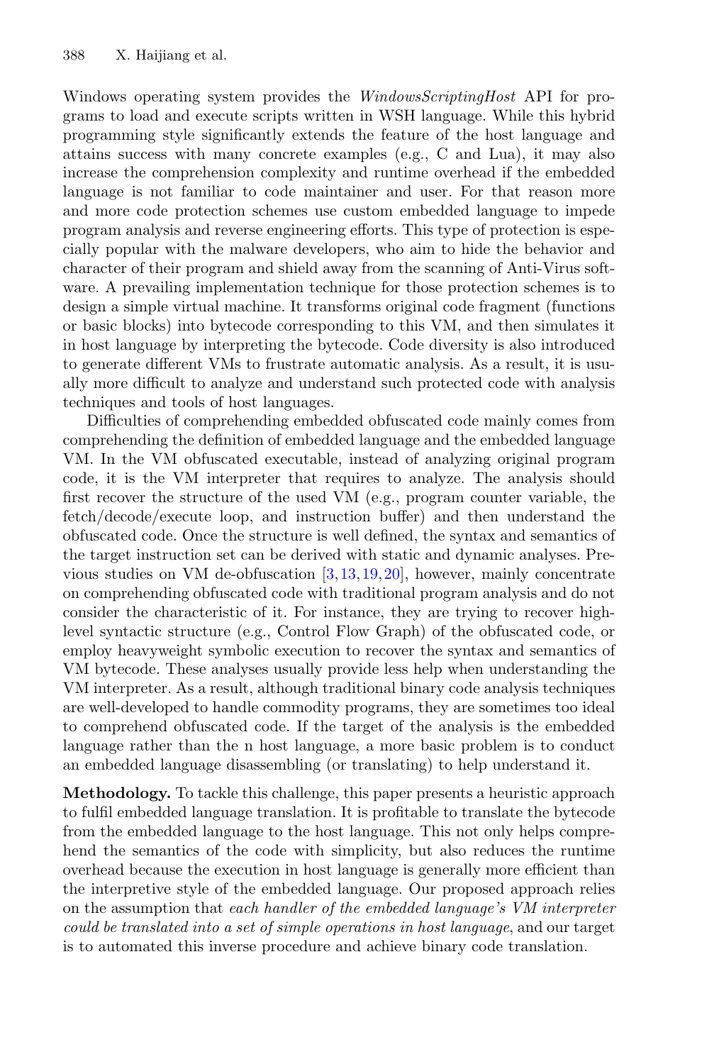Windows operating system provides the *WindowsScriptingHost* API for programs to load and execute scripts written in WSH language. While this hybrid programming style significantly extends the feature of the host language and attains success with many concrete examples (e.g., C and Lua), it may also increase the comprehension complexity and runtime overhead if the embedded language is not familiar to code maintainer and user. For that reason more and more code protection schemes use custom embedded language to impede program analysis and reverse engineering efforts. This type of protection is especially popular with the malware developers, who aim to hide the behavior and character of their program and shield away from the scanning of Anti-Virus software. A prevailing implementation technique for those protection schemes is to design a simple virtual machine. It transforms original code fragment (functions or basic blocks) into bytecode corresponding to this VM, and then simulates it in host language by interpreting the bytecode. Code diversity is also introduced to generate different VMs to frustrate automatic analysis. As a result, it is usually more difficult to analyze and understand such protected code with analysis techniques and tools of host languages.

Difficulties of comprehending embedded obfuscated code mainly comes from comprehending the definition of embedded language and the embedded language VM. In the VM obfuscated executable, instead of analyzing original program code, it is the VM interpreter that requires to analyze. The analysis should first recover the structure of the used VM (e.g., program counter variable, the fetch/decode/execute loop, and instruction buffer) and then understand the obfuscated code. Once the structure is well defined, the syntax and semantics of the target instruction set can be derived with static and dynamic analyses. Previous studies on VM de-obfuscation [3,13,19,20], however, mainly concentrate on comprehending obfuscated code with traditional program analysis and do not consider the characteristic of it. For instance, they are trying to recover high-level syntactic structure (e.g., Control Flow Graph) of the obfuscated code, or employ heavyweight symbolic execution to recover the syntax and semantics of VM bytecode. These analyses usually provide less help when understanding the VM interpreter. As a result, although traditional binary code analysis techniques are well-developed to handle commodity programs, they are sometimes too ideal to comprehend obfuscated code. If the target of the analysis is the embedded language rather than the n host language, a more basic problem is to conduct an embedded language disassembling (or translating) to help understand it.

**Methodology.** To tackle this challenge, this paper presents a heuristic approach to fulfil embedded language translation. It is profitable to translate the bytecode from the embedded language to the host language. This not only helps comprehend the semantics of the code with simplicity, but also reduces the runtime overhead because the execution in host language is generally more efficient than the interpretive style of the embedded language. Our proposed approach relies on the assumption that *each handler of the embedded language's VM interpreter could be translated into a set of simple operations in host language*, and our target is to automated this inverse procedure and achieve binary code translation.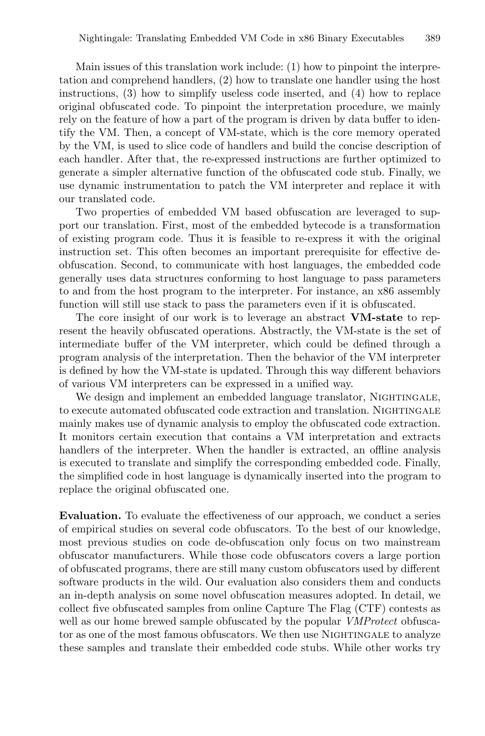Main issues of this translation work include: (1) how to pinpoint the interpretation and comprehend handlers, (2) how to translate one handler using the host instructions, (3) how to simplify useless code inserted, and (4) how to replace original obfuscated code. To pinpoint the interpretation procedure, we mainly rely on the feature of how a part of the program is driven by data buffer to identify the VM. Then, a concept of VM-state, which is the core memory operated by the VM, is used to slice code of handlers and build the concise description of each handler. After that, the re-expressed instructions are further optimized to generate a simpler alternative function of the obfuscated code stub. Finally, we use dynamic instrumentation to patch the VM interpreter and replace it with our translated code.

Two properties of embedded VM based obfuscation are leveraged to support our translation. First, most of the embedded bytecode is a transformation of existing program code. Thus it is feasible to re-express it with the original instruction set. This often becomes an important prerequisite for effective de-obfuscation. Second, to communicate with host languages, the embedded code generally uses data structures conforming to host language to pass parameters to and from the host program to the interpreter. For instance, an x86 assembly function will still use stack to pass the parameters even if it is obfuscated.

The core insight of our work is to leverage an abstract **VM-state** to represent the heavily obfuscated operations. Abstractly, the VM-state is the set of intermediate buffer of the VM interpreter, which could be defined through a program analysis of the interpretation. Then the behavior of the VM interpreter is defined by how the VM-state is updated. Through this way different behaviors of various VM interpreters can be expressed in a unified way.

We design and implement an embedded language translator, Nightingale, to execute automated obfuscated code extraction and translation. Nightingale mainly makes use of dynamic analysis to employ the obfuscated code extraction. It monitors certain execution that contains a VM interpretation and extracts handlers of the interpreter. When the handler is extracted, an offline analysis is executed to translate and simplify the corresponding embedded code. Finally, the simplified code in host language is dynamically inserted into the program to replace the original obfuscated one.

**Evaluation.** To evaluate the effectiveness of our approach, we conduct a series of empirical studies on several code obfuscators. To the best of our knowledge, most previous studies on code de-obfuscation only focus on two mainstream obfuscator manufacturers. While those code obfuscators covers a large portion of obfuscated programs, there are still many custom obfuscators used by different software products in the wild. Our evaluation also considers them and conducts an in-depth analysis on some novel obfuscation measures adopted. In detail, we collect five obfuscated samples from online Capture The Flag (CTF) contests as well as our home brewed sample obfuscated by the popular *VMProtect* obfuscator as one of the most famous obfuscators. We then use Nightingale to analyze these samples and translate their embedded code stubs. While other works try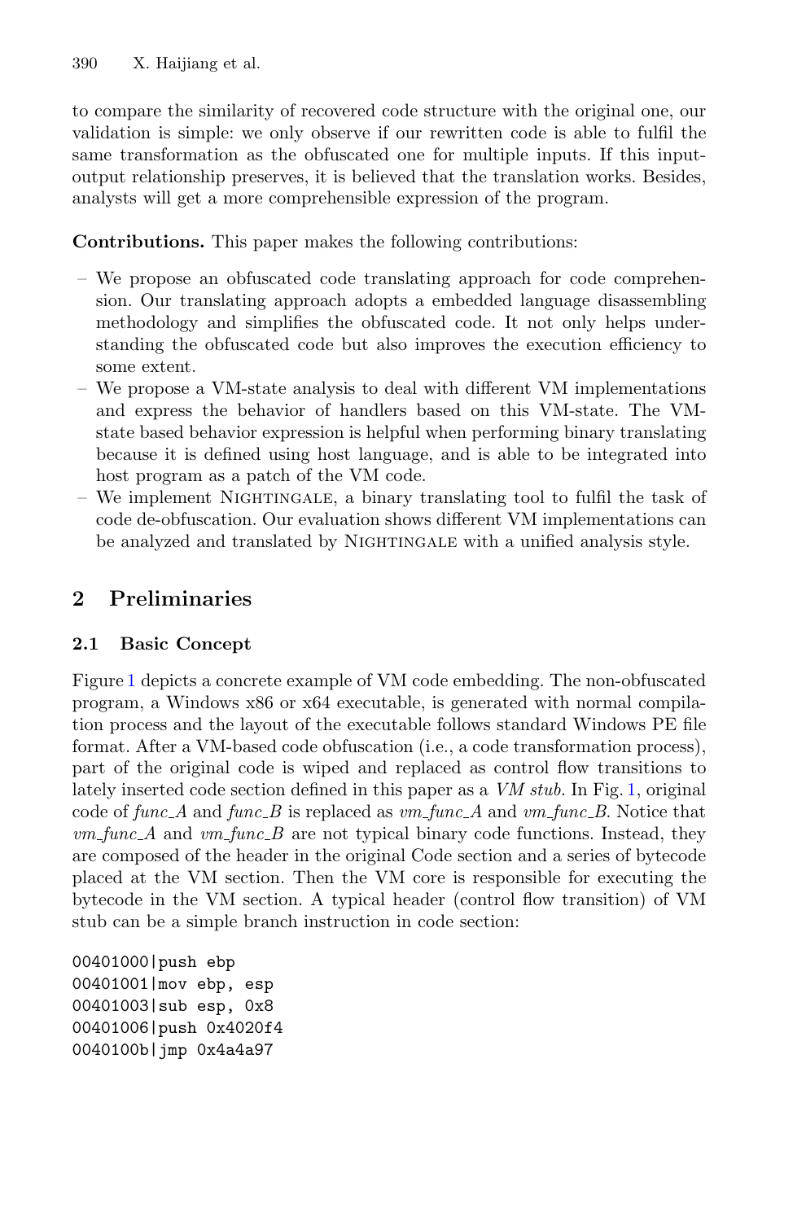to compare the similarity of recovered code structure with the original one, our validation is simple: we only observe if our rewritten code is able to fulfil the same transformation as the obfuscated one for multiple inputs. If this input-output relationship preserves, it is believed that the translation works. Besides, analysts will get a more comprehensible expression of the program.

**Contributions.** This paper makes the following contributions:

- We propose an obfuscated code translating approach for code comprehension. Our translating approach adopts a embedded language disassembling methodology and simplifies the obfuscated code. It not only helps understanding the obfuscated code but also improves the execution efficiency to some extent.
- We propose a VM-state analysis to deal with different VM implementations and express the behavior of handlers based on this VM-state. The VM-state based behavior expression is helpful when performing binary translating because it is defined using host language, and is able to be integrated into host program as a patch of the VM code.
- We implement Nightingale, a binary translating tool to fulfil the task of code de-obfuscation. Our evaluation shows different VM implementations can be analyzed and translated by Nightingale with a unified analysis style.

## 2 Preliminaries

### 2.1 Basic Concept

Figure 1 depicts a concrete example of VM code embedding. The non-obfuscated program, a Windows x86 or x64 executable, is generated with normal compilation process and the layout of the executable follows standard Windows PE file format. After a VM-based code obfuscation (i.e., a code transformation process), part of the original code is wiped and replaced as control flow transitions to lately inserted code section defined in this paper as a *VM stub*. In Fig. 1, original code of *func_A* and *func_B* is replaced as *vm_func_A* and *vm_func_B*. Notice that *vm_func_A* and *vm_func_B* are not typical binary code functions. Instead, they are composed of the header in the original Code section and a series of bytecode placed at the VM section. Then the VM core is responsible for executing the bytecode in the VM section. A typical header (control flow transition) of VM stub can be a simple branch instruction in code section:

```
00401000|push ebp
00401001|mov ebp, esp
00401003|sub esp, 0x8
00401006|push 0x4020f4
0040100b|jmp 0x4a4a97
```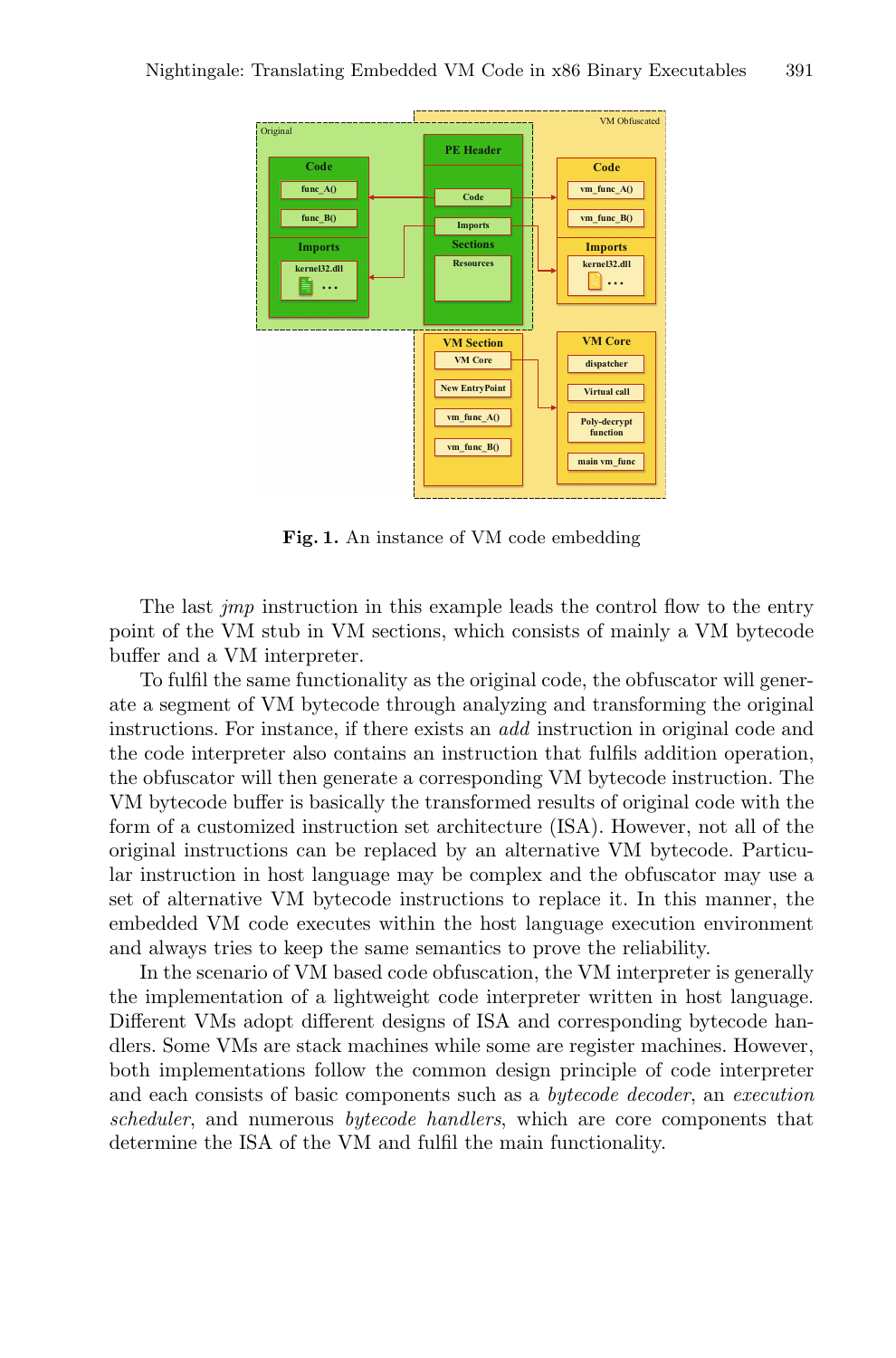**Fig. 1.** An instance of VM code embedding

The last *jmp* instruction in this example leads the control flow to the entry point of the VM stub in VM sections, which consists of mainly a VM bytecode buffer and a VM interpreter.

To fulfil the same functionality as the original code, the obfuscator will generate a segment of VM bytecode through analyzing and transforming the original instructions. For instance, if there exists an *add* instruction in original code and the code interpreter also contains an instruction that fulfils addition operation, the obfuscator will then generate a corresponding VM bytecode instruction. The VM bytecode buffer is basically the transformed results of original code with the form of a customized instruction set architecture (ISA). However, not all of the original instructions can be replaced by an alternative VM bytecode. Particular instruction in host language may be complex and the obfuscator may use a set of alternative VM bytecode instructions to replace it. In this manner, the embedded VM code executes within the host language execution environment and always tries to keep the same semantics to prove the reliability.

In the scenario of VM based code obfuscation, the VM interpreter is generally the implementation of a lightweight code interpreter written in host language. Different VMs adopt different designs of ISA and corresponding bytecode handlers. Some VMs are stack machines while some are register machines. However, both implementations follow the common design principle of code interpreter and each consists of basic components such as a *bytecode decoder*, an *execution scheduler*, and numerous *bytecode handlers*, which are core components that determine the ISA of the VM and fulfil the main functionality.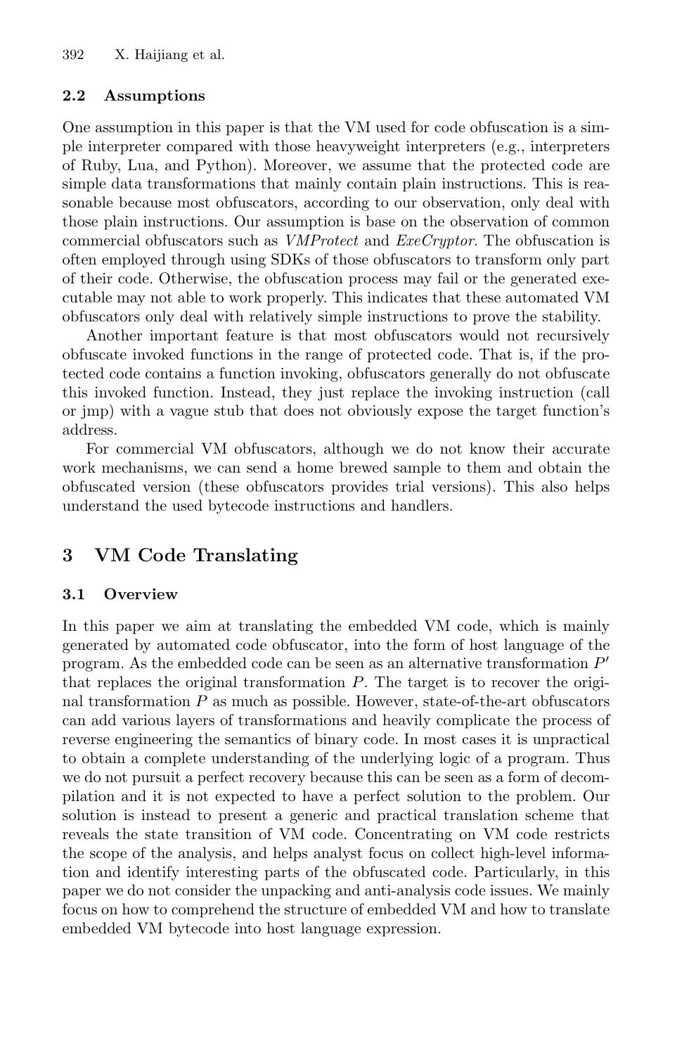### 2.2 Assumptions

One assumption in this paper is that the VM used for code obfuscation is a simple interpreter compared with those heavyweight interpreters (e.g., interpreters of Ruby, Lua, and Python). Moreover, we assume that the protected code are simple data transformations that mainly contain plain instructions. This is reasonable because most obfuscators, according to our observation, only deal with those plain instructions. Our assumption is base on the observation of common commercial obfuscators such as *VMProtect* and *ExeCryptor*. The obfuscation is often employed through using SDKs of those obfuscators to transform only part of their code. Otherwise, the obfuscation process may fail or the generated executable may not able to work properly. This indicates that these automated VM obfuscators only deal with relatively simple instructions to prove the stability.

Another important feature is that most obfuscators would not recursively obfuscate invoked functions in the range of protected code. That is, if the protected code contains a function invoking, obfuscators generally do not obfuscate this invoked function. Instead, they just replace the invoking instruction (call or jmp) with a vague stub that does not obviously expose the target function's address.

For commercial VM obfuscators, although we do not know their accurate work mechanisms, we can send a home brewed sample to them and obtain the obfuscated version (these obfuscators provides trial versions). This also helps understand the used bytecode instructions and handlers.

## 3 VM Code Translating

### 3.1 Overview

In this paper we aim at translating the embedded VM code, which is mainly generated by automated code obfuscator, into the form of host language of the program. As the embedded code can be seen as an alternative transformation $P'$ that replaces the original transformation $P$. The target is to recover the original transformation $P$ as much as possible. However, state-of-the-art obfuscators can add various layers of transformations and heavily complicate the process of reverse engineering the semantics of binary code. In most cases it is unpractical to obtain a complete understanding of the underlying logic of a program. Thus we do not pursuit a perfect recovery because this can be seen as a form of decompilation and it is not expected to have a perfect solution to the problem. Our solution is instead to present a generic and practical translation scheme that reveals the state transition of VM code. Concentrating on VM code restricts the scope of the analysis, and helps analyst focus on collect high-level information and identify interesting parts of the obfuscated code. Particularly, in this paper we do not consider the unpacking and anti-analysis code issues. We mainly focus on how to comprehend the structure of embedded VM and how to translate embedded VM bytecode into host language expression.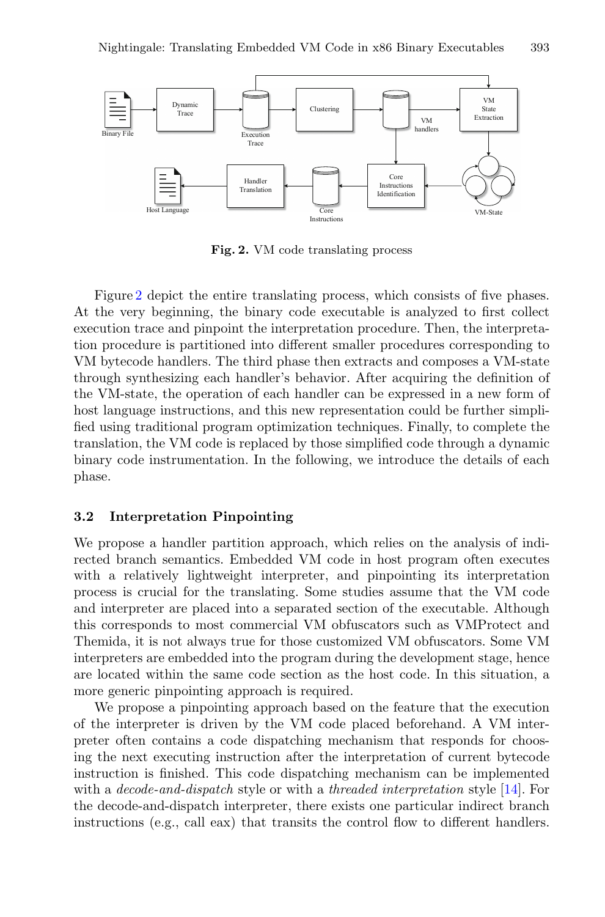**Fig. 2.** VM code translating process

Figure 2 depict the entire translating process, which consists of five phases. At the very beginning, the binary code executable is analyzed to first collect execution trace and pinpoint the interpretation procedure. Then, the interpretation procedure is partitioned into different smaller procedures corresponding to VM bytecode handlers. The third phase then extracts and composes a VM-state through synthesizing each handler's behavior. After acquiring the definition of the VM-state, the operation of each handler can be expressed in a new form of host language instructions, and this new representation could be further simplified using traditional program optimization techniques. Finally, to complete the translation, the VM code is replaced by those simplified code through a dynamic binary code instrumentation. In the following, we introduce the details of each phase.

### 3.2 Interpretation Pinpointing

We propose a handler partition approach, which relies on the analysis of indirected branch semantics. Embedded VM code in host program often executes with a relatively lightweight interpreter, and pinpointing its interpretation process is crucial for the translating. Some studies assume that the VM code and interpreter are placed into a separated section of the executable. Although this corresponds to most commercial VM obfuscators such as VMProtect and Themida, it is not always true for those customized VM obfuscators. Some VM interpreters are embedded into the program during the development stage, hence are located within the same code section as the host code. In this situation, a more generic pinpointing approach is required.

We propose a pinpointing approach based on the feature that the execution of the interpreter is driven by the VM code placed beforehand. A VM interpreter often contains a code dispatching mechanism that responds for choosing the next executing instruction after the interpretation of current bytecode instruction is finished. This code dispatching mechanism can be implemented with a *decode-and-dispatch* style or with a *threaded interpretation* style [14]. For the decode-and-dispatch interpreter, there exists one particular indirect branch instructions (e.g., call eax) that transits the control flow to different handlers.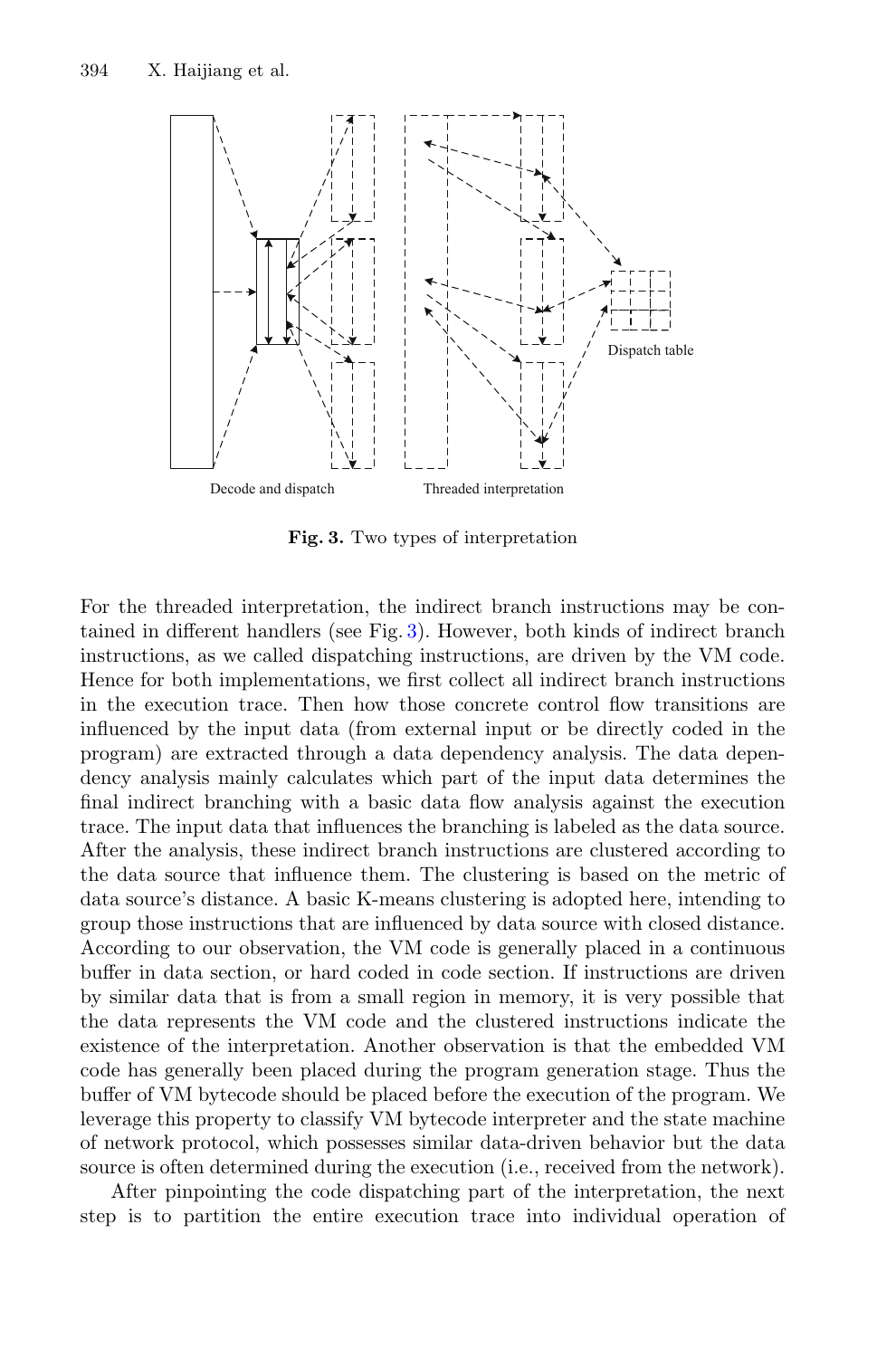**Fig. 3.** Two types of interpretation

For the threaded interpretation, the indirect branch instructions may be contained in different handlers (see Fig. 3). However, both kinds of indirect branch instructions, as we called dispatching instructions, are driven by the VM code. Hence for both implementations, we first collect all indirect branch instructions in the execution trace. Then how those concrete control flow transitions are influenced by the input data (from external input or be directly coded in the program) are extracted through a data dependency analysis. The data dependency analysis mainly calculates which part of the input data determines the final indirect branching with a basic data flow analysis against the execution trace. The input data that influences the branching is labeled as the data source. After the analysis, these indirect branch instructions are clustered according to the data source that influence them. The clustering is based on the metric of data source's distance. A basic K-means clustering is adopted here, intending to group those instructions that are influenced by data source with closed distance. According to our observation, the VM code is generally placed in a continuous buffer in data section, or hard coded in code section. If instructions are driven by similar data that is from a small region in memory, it is very possible that the data represents the VM code and the clustered instructions indicate the existence of the interpretation. Another observation is that the embedded VM code has generally been placed during the program generation stage. Thus the buffer of VM bytecode should be placed before the execution of the program. We leverage this property to classify VM bytecode interpreter and the state machine of network protocol, which possesses similar data-driven behavior but the data source is often determined during the execution (i.e., received from the network).

After pinpointing the code dispatching part of the interpretation, the next step is to partition the entire execution trace into individual operation of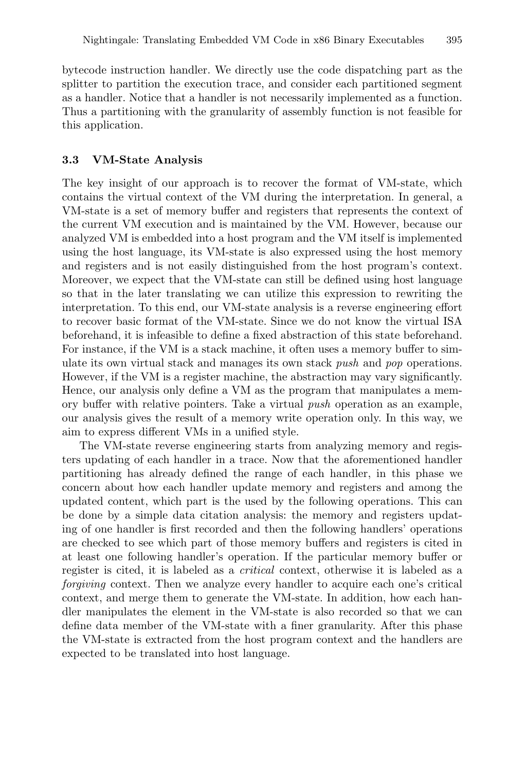bytecode instruction handler. We directly use the code dispatching part as the splitter to partition the execution trace, and consider each partitioned segment as a handler. Notice that a handler is not necessarily implemented as a function. Thus a partitioning with the granularity of assembly function is not feasible for this application.

### 3.3 VM-State Analysis

The key insight of our approach is to recover the format of VM-state, which contains the virtual context of the VM during the interpretation. In general, a VM-state is a set of memory buffer and registers that represents the context of the current VM execution and is maintained by the VM. However, because our analyzed VM is embedded into a host program and the VM itself is implemented using the host language, its VM-state is also expressed using the host memory and registers and is not easily distinguished from the host program's context. Moreover, we expect that the VM-state can still be defined using host language so that in the later translating we can utilize this expression to rewriting the interpretation. To this end, our VM-state analysis is a reverse engineering effort to recover basic format of the VM-state. Since we do not know the virtual ISA beforehand, it is infeasible to define a fixed abstraction of this state beforehand. For instance, if the VM is a stack machine, it often uses a memory buffer to simulate its own virtual stack and manages its own stack *push* and *pop* operations. However, if the VM is a register machine, the abstraction may vary significantly. Hence, our analysis only define a VM as the program that manipulates a memory buffer with relative pointers. Take a virtual *push* operation as an example, our analysis gives the result of a memory write operation only. In this way, we aim to express different VMs in a unified style.

The VM-state reverse engineering starts from analyzing memory and registers updating of each handler in a trace. Now that the aforementioned handler partitioning has already defined the range of each handler, in this phase we concern about how each handler update memory and registers and among the updated content, which part is the used by the following operations. This can be done by a simple data citation analysis: the memory and registers updating of one handler is first recorded and then the following handlers' operations are checked to see which part of those memory buffers and registers is cited in at least one following handler's operation. If the particular memory buffer or register is cited, it is labeled as a *critical* context, otherwise it is labeled as a *forgiving* context. Then we analyze every handler to acquire each one's critical context, and merge them to generate the VM-state. In addition, how each handler manipulates the element in the VM-state is also recorded so that we can define data member of the VM-state with a finer granularity. After this phase the VM-state is extracted from the host program context and the handlers are expected to be translated into host language.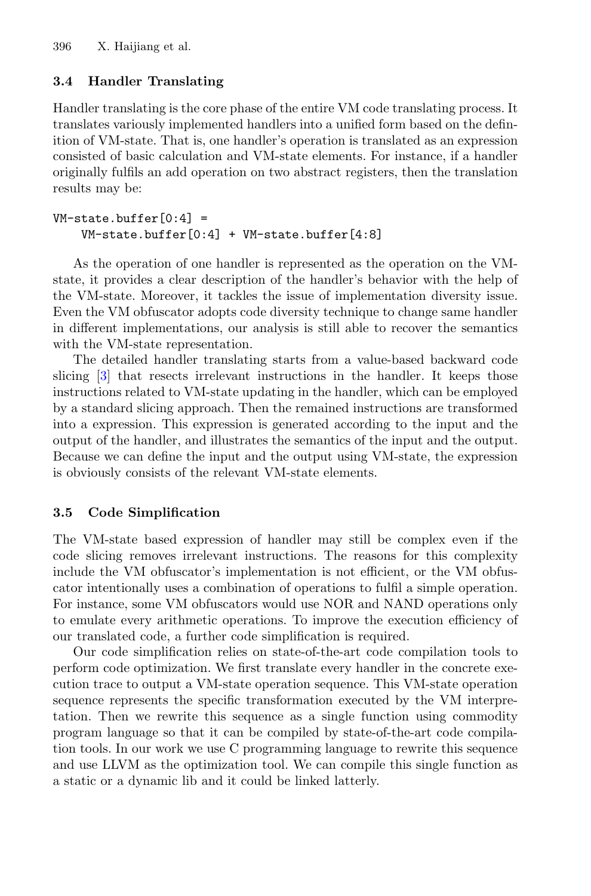### 3.4 Handler Translating

Handler translating is the core phase of the entire VM code translating process. It translates variously implemented handlers into a unified form based on the definition of VM-state. That is, one handler's operation is translated as an expression consisted of basic calculation and VM-state elements. For instance, if a handler originally fulfils an add operation on two abstract registers, then the translation results may be:

```
VM-state.buffer[0:4] =
    VM-state.buffer[0:4] + VM-state.buffer[4:8]
```

As the operation of one handler is represented as the operation on the VM-state, it provides a clear description of the handler's behavior with the help of the VM-state. Moreover, it tackles the issue of implementation diversity issue. Even the VM obfuscator adopts code diversity technique to change same handler in different implementations, our analysis is still able to recover the semantics with the VM-state representation.

The detailed handler translating starts from a value-based backward code slicing [3] that resects irrelevant instructions in the handler. It keeps those instructions related to VM-state updating in the handler, which can be employed by a standard slicing approach. Then the remained instructions are transformed into a expression. This expression is generated according to the input and the output of the handler, and illustrates the semantics of the input and the output. Because we can define the input and the output using VM-state, the expression is obviously consists of the relevant VM-state elements.

### 3.5 Code Simplification

The VM-state based expression of handler may still be complex even if the code slicing removes irrelevant instructions. The reasons for this complexity include the VM obfuscator's implementation is not efficient, or the VM obfuscator intentionally uses a combination of operations to fulfil a simple operation. For instance, some VM obfuscators would use NOR and NAND operations only to emulate every arithmetic operations. To improve the execution efficiency of our translated code, a further code simplification is required.

Our code simplification relies on state-of-the-art code compilation tools to perform code optimization. We first translate every handler in the concrete execution trace to output a VM-state operation sequence. This VM-state operation sequence represents the specific transformation executed by the VM interpretation. Then we rewrite this sequence as a single function using commodity program language so that it can be compiled by state-of-the-art code compilation tools. In our work we use C programming language to rewrite this sequence and use LLVM as the optimization tool. We can compile this single function as a static or a dynamic lib and it could be linked latterly.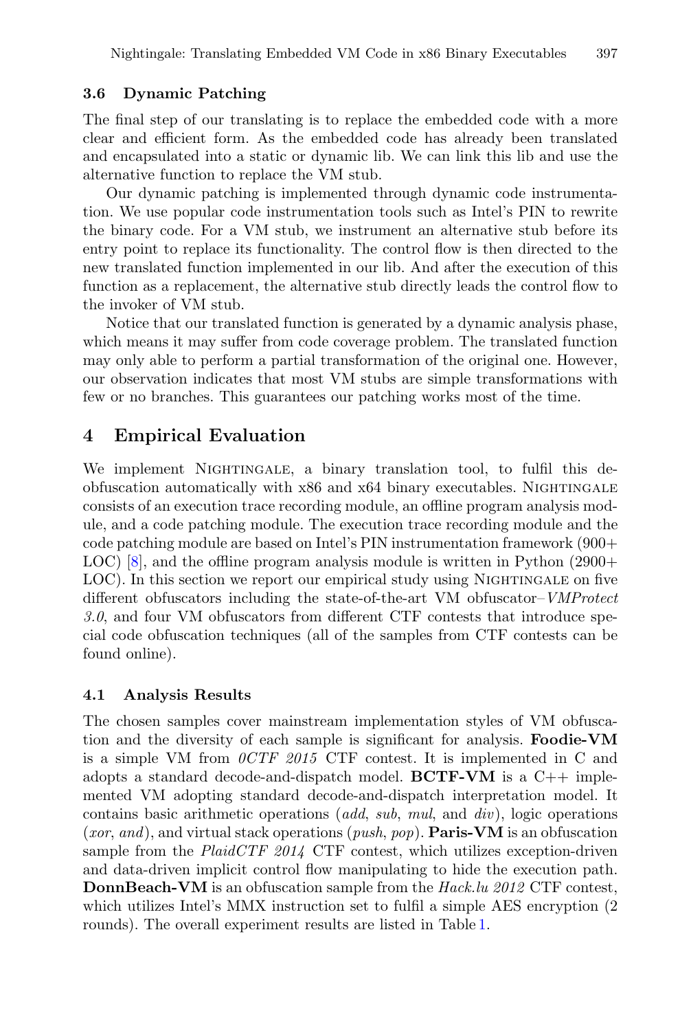### 3.6 Dynamic Patching

The final step of our translating is to replace the embedded code with a more clear and efficient form. As the embedded code has already been translated and encapsulated into a static or dynamic lib. We can link this lib and use the alternative function to replace the VM stub.

Our dynamic patching is implemented through dynamic code instrumentation. We use popular code instrumentation tools such as Intel's PIN to rewrite the binary code. For a VM stub, we instrument an alternative stub before its entry point to replace its functionality. The control flow is then directed to the new translated function implemented in our lib. And after the execution of this function as a replacement, the alternative stub directly leads the control flow to the invoker of VM stub.

Notice that our translated function is generated by a dynamic analysis phase, which means it may suffer from code coverage problem. The translated function may only able to perform a partial transformation of the original one. However, our observation indicates that most VM stubs are simple transformations with few or no branches. This guarantees our patching works most of the time.

## 4 Empirical Evaluation

We implement Nightingale, a binary translation tool, to fulfil this deobfuscation automatically with x86 and x64 binary executables. Nightingale consists of an execution trace recording module, an offline program analysis module, and a code patching module. The execution trace recording module and the code patching module are based on Intel's PIN instrumentation framework (900+ LOC) [8], and the offline program analysis module is written in Python (2900+ LOC). In this section we report our empirical study using Nightingale on five different obfuscators including the state-of-the-art VM obfuscator–*VMProtect 3.0*, and four VM obfuscators from different CTF contests that introduce special code obfuscation techniques (all of the samples from CTF contests can be found online).

### 4.1 Analysis Results

The chosen samples cover mainstream implementation styles of VM obfuscation and the diversity of each sample is significant for analysis. **Foodie-VM** is a simple VM from *0CTF 2015* CTF contest. It is implemented in C and adopts a standard decode-and-dispatch model. **BCTF-VM** is a C++ implemented VM adopting standard decode-and-dispatch interpretation model. It contains basic arithmetic operations (*add*, *sub*, *mul*, and *div*), logic operations (*xor*, *and*), and virtual stack operations (*push*, *pop*). **Paris-VM** is an obfuscation sample from the *PlaidCTF 2014* CTF contest, which utilizes exception-driven and data-driven implicit control flow manipulating to hide the execution path. **DonnBeach-VM** is an obfuscation sample from the *Hack.lu 2012* CTF contest, which utilizes Intel's MMX instruction set to fulfil a simple AES encryption (2 rounds). The overall experiment results are listed in Table 1.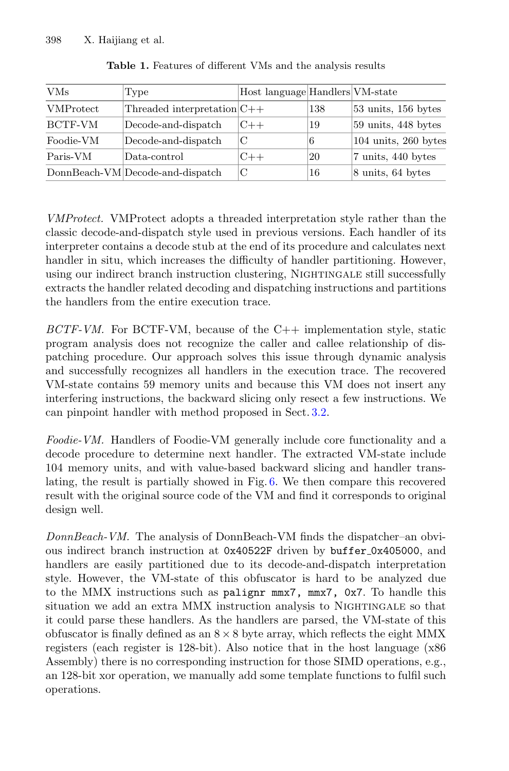**Table 1.** Features of different VMs and the analysis results

| VMs | Type | Host language | Handlers | VM-state |
|---|---|---|---|---|
| VMProtect | Threaded interpretation | C++ | 138 | 53 units, 156 bytes |
| BCTF-VM | Decode-and-dispatch | C++ | 19 | 59 units, 448 bytes |
| Foodie-VM | Decode-and-dispatch | C | 6 | 104 units, 260 bytes |
| Paris-VM | Data-control | C++ | 20 | 7 units, 440 bytes |
| DonnBeach-VM | Decode-and-dispatch | C | 16 | 8 units, 64 bytes |

*VMProtect.* VMProtect adopts a threaded interpretation style rather than the classic decode-and-dispatch style used in previous versions. Each handler of its interpreter contains a decode stub at the end of its procedure and calculates next handler in situ, which increases the difficulty of handler partitioning. However, using our indirect branch instruction clustering, Nightingale still successfully extracts the handler related decoding and dispatching instructions and partitions the handlers from the entire execution trace.

*BCTF-VM.* For BCTF-VM, because of the C++ implementation style, static program analysis does not recognize the caller and callee relationship of dispatching procedure. Our approach solves this issue through dynamic analysis and successfully recognizes all handlers in the execution trace. The recovered VM-state contains 59 memory units and because this VM does not insert any interfering instructions, the backward slicing only resect a few instructions. We can pinpoint handler with method proposed in Sect. 3.2.

*Foodie-VM.* Handlers of Foodie-VM generally include core functionality and a decode procedure to determine next handler. The extracted VM-state include 104 memory units, and with value-based backward slicing and handler translating, the result is partially showed in Fig. 6. We then compare this recovered result with the original source code of the VM and find it corresponds to original design well.

*DonnBeach-VM.* The analysis of DonnBeach-VM finds the dispatcher–an obvious indirect branch instruction at `0x40522F` driven by `buffer_0x405000`, and handlers are easily partitioned due to its decode-and-dispatch interpretation style. However, the VM-state of this obfuscator is hard to be analyzed due to the MMX instructions such as `palignr mmx7, mmx7, 0x7`. To handle this situation we add an extra MMX instruction analysis to Nightingale so that it could parse these handlers. As the handlers are parsed, the VM-state of this obfuscator is finally defined as an $8 \times 8$ byte array, which reflects the eight MMX registers (each register is 128-bit). Also notice that in the host language (x86 Assembly) there is no corresponding instruction for those SIMD operations, e.g., an 128-bit xor operation, we manually add some template functions to fulfil such operations.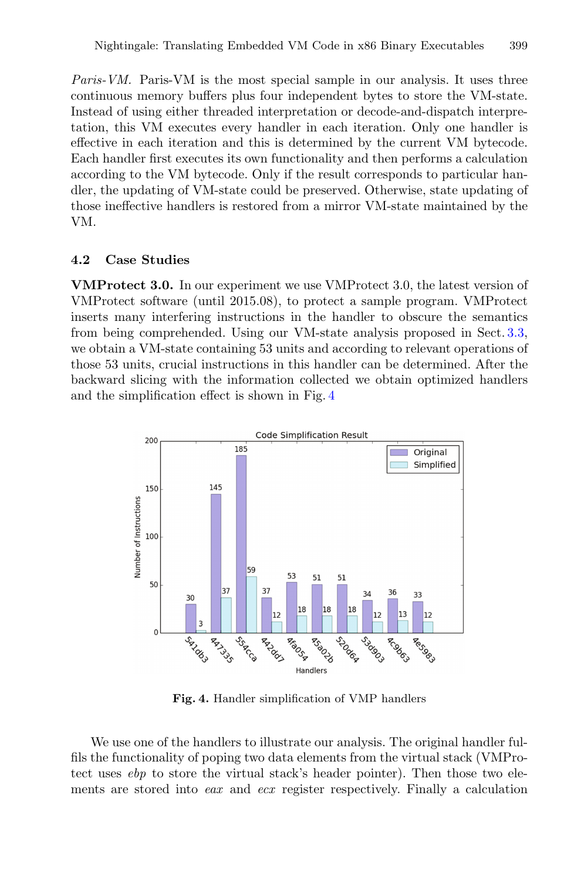*Paris-VM.* Paris-VM is the most special sample in our analysis. It uses three continuous memory buffers plus four independent bytes to store the VM-state. Instead of using either threaded interpretation or decode-and-dispatch interpretation, this VM executes every handler in each iteration. Only one handler is effective in each iteration and this is determined by the current VM bytecode. Each handler first executes its own functionality and then performs a calculation according to the VM bytecode. Only if the result corresponds to particular handler, the updating of VM-state could be preserved. Otherwise, state updating of those ineffective handlers is restored from a mirror VM-state maintained by the VM.

### 4.2 Case Studies

**VMProtect 3.0.** In our experiment we use VMProtect 3.0, the latest version of VMProtect software (until 2015.08), to protect a sample program. VMProtect inserts many interfering instructions in the handler to obscure the semantics from being comprehended. Using our VM-state analysis proposed in Sect. 3.3, we obtain a VM-state containing 53 units and according to relevant operations of those 53 units, crucial instructions in this handler can be determined. After the backward slicing with the information collected we obtain optimized handlers and the simplification effect is shown in Fig. 4

**Fig. 4.** Handler simplification of VMP handlers

We use one of the handlers to illustrate our analysis. The original handler fulfils the functionality of poping two data elements from the virtual stack (VMProtect uses *ebp* to store the virtual stack's header pointer). Then those two elements are stored into *eax* and *ecx* register respectively. Finally a calculation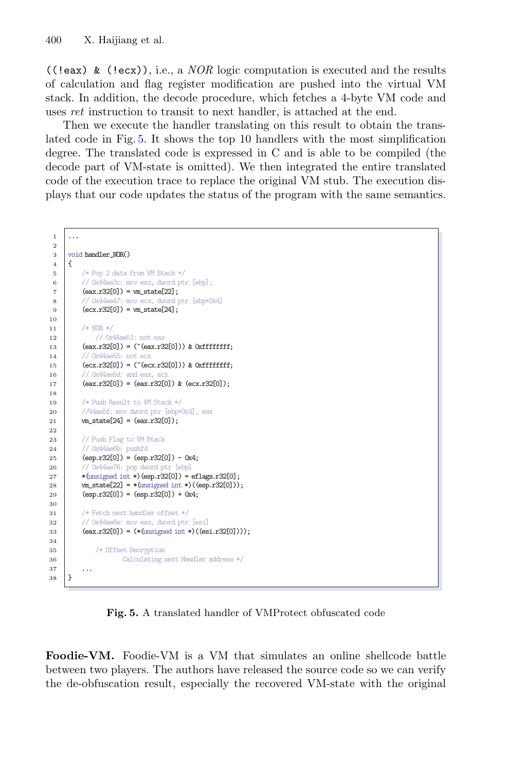((!eax) & (!ecx)), i.e., a *NOR* logic computation is executed and the results of calculation and flag register modification are pushed into the virtual VM stack. In addition, the decode procedure, which fetches a 4-byte VM code and uses *ret* instruction to transit to next handler, is attached at the end.

Then we execute the handler translating on this result to obtain the translated code in Fig. 5. It shows the top 10 handlers with the most simplification degree. The translated code is expressed in C and is able to be compiled (the decode part of VM-state is omitted). We then integrated the entire translated code of the execution trace to replace the original VM stub. The execution displays that our code updates the status of the program with the same semantics.

```
...

void handler_NOR()
{
    /* Pop 2 data from VM Stack */
    // 0x44ae3c: mov eax, dword ptr [ebp];
    (eax.r32[0]) = vm_state[22];
    // 0x44ae47: mov ecx, dword ptr [ebp+0x4]
    (ecx.r32[0]) = vm_state[24];

    /* NOR */
        // 0x44ae51: not eax
    (eax.r32[0]) = (~(eax.r32[0])) & 0xffffffff;
    // 0x44ae55: not ecx
    (ecx.r32[0]) = (~(ecx.r32[0])) & 0xffffffff;
    // 0x44ae5d: and eax, ecx
    (eax.r32[0]) = (eax.r32[0]) & (ecx.r32[0]);

    /* Push Result to VM Stack */
    //44ae5f: mov dword ptr [ebp+0x4], eax
    vm_state[24] = (eax.r32[0]);

    // Push Flag to VM Stack
    // 0x44ae6b: pushfd
    (esp.r32[0]) = (esp.r32[0]) - 0x4;
    // 0x44ae76: pop dword ptr [ebp]
    *(unsigned int *)(esp.r32[0]) = eflags.r32[0];
    vm_state[22] = *(unsigned int *)((esp.r32[0]));
    (esp.r32[0]) = (esp.r32[0]) + 0x4;

    /* Fetch next handler offset */
    // 0x44ae8e: mov eax, dword ptr [esi]
    (eax.r32[0]) = (*(unsigned int *)((esi.r32[0])));

        /* Offset Decryption
               Calculating next Handler address */
    ...
}
```

**Fig. 5.** A translated handler of VMProtect obfuscated code

**Foodie-VM.** Foodie-VM is a VM that simulates an online shellcode battle between two players. The authors have released the source code so we can verify the de-obfuscation result, especially the recovered VM-state with the original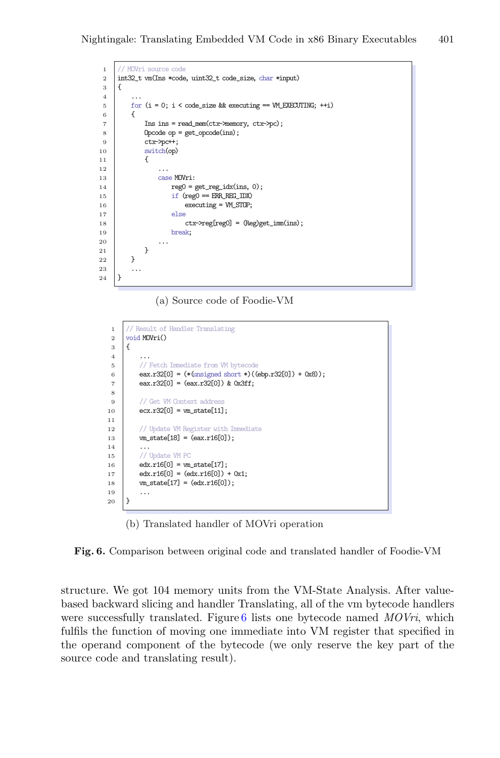```c
// MOVri source code
int32_t vm(Ins *code, uint32_t code_size, char *input)
{
    ...
    for (i = 0; i < code_size && executing == VM_EXECUTING; ++i)
    {
        Ins ins = read_mem(ctx->memory, ctx->pc);
        Opcode op = get_opcode(ins);
        ctx->pc++;
        switch(op)
        {
            ...
            case MOVri:
                reg0 = get_reg_idx(ins, 0);
                if (reg0 == ERR_REG_IDX)
                    executing = VM_STOP;
                else
                    ctx->reg[reg0] = (Reg)get_imm(ins);
                break;
            ...
        }
    }
    ...
}
```

(a) Source code of Foodie-VM

```c
// Result of Handler Translating
void MOVri()
{
    ...
    // Fetch Immediate from VM bytecode
    eax.r32[0] = (*(unsigned short *)((ebp.r32[0]) + 0x8));
    eax.r32[0] = (eax.r32[0]) & 0x3ff;

    // Get VM Context address
    ecx.r32[0] = vm_state[11];

    // Update VM Register with Immediate
    vm_state[18] = (eax.r16[0]);
    ...
    // Update VM PC
    edx.r16[0] = vm_state[17];
    edx.r16[0] = (edx.r16[0]) + 0x1;
    vm_state[17] = (edx.r16[0]);
    ...
}
```

(b) Translated handler of MOVri operation

**Fig. 6.** Comparison between original code and translated handler of Foodie-VM

structure. We got 104 memory units from the VM-State Analysis. After value-based backward slicing and handler Translating, all of the vm bytecode handlers were successfully translated. Figure 6 lists one bytecode named *MOVri*, which fulfils the function of moving one immediate into VM register that specified in the operand component of the bytecode (we only reserve the key part of the source code and translating result).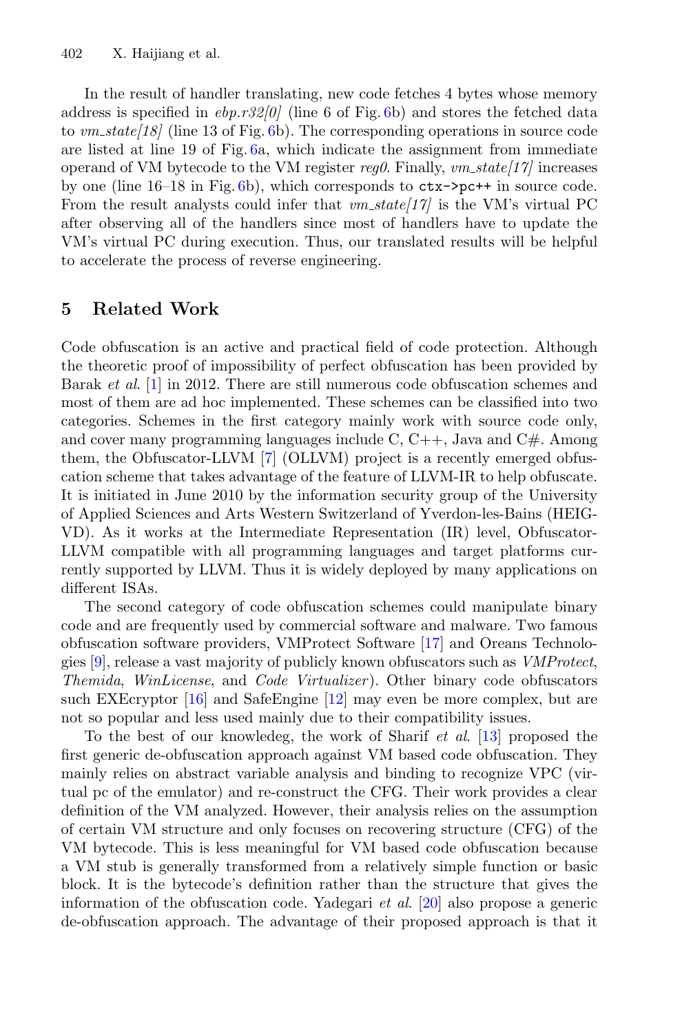In the result of handler translating, new code fetches 4 bytes whose memory address is specified in *ebp.r32[0]* (line 6 of Fig. 6b) and stores the fetched data to *vm_state[18]* (line 13 of Fig. 6b). The corresponding operations in source code are listed at line 19 of Fig. 6a, which indicate the assignment from immediate operand of VM bytecode to the VM register *reg0*. Finally, *vm_state[17]* increases by one (line 16–18 in Fig. 6b), which corresponds to `ctx->pc++` in source code. From the result analysts could infer that *vm_state[17]* is the VM's virtual PC after observing all of the handlers since most of handlers have to update the VM's virtual PC during execution. Thus, our translated results will be helpful to accelerate the process of reverse engineering.

## 5 Related Work

Code obfuscation is an active and practical field of code protection. Although the theoretic proof of impossibility of perfect obfuscation has been provided by Barak *et al.* [1] in 2012. There are still numerous code obfuscation schemes and most of them are ad hoc implemented. These schemes can be classified into two categories. Schemes in the first category mainly work with source code only, and cover many programming languages include C, C++, Java and C#. Among them, the Obfuscator-LLVM [7] (OLLVM) project is a recently emerged obfuscation scheme that takes advantage of the feature of LLVM-IR to help obfuscate. It is initiated in June 2010 by the information security group of the University of Applied Sciences and Arts Western Switzerland of Yverdon-les-Bains (HEIG-VD). As it works at the Intermediate Representation (IR) level, Obfuscator-LLVM compatible with all programming languages and target platforms currently supported by LLVM. Thus it is widely deployed by many applications on different ISAs.

The second category of code obfuscation schemes could manipulate binary code and are frequently used by commercial software and malware. Two famous obfuscation software providers, VMProtect Software [17] and Oreans Technologies [9], release a vast majority of publicly known obfuscators such as *VMProtect*, *Themida*, *WinLicense*, and *Code Virtualizer*). Other binary code obfuscators such EXEcryptor [16] and SafeEngine [12] may even be more complex, but are not so popular and less used mainly due to their compatibility issues.

To the best of our knowledeg, the work of Sharif *et al.* [13] proposed the first generic de-obfuscation approach against VM based code obfuscation. They mainly relies on abstract variable analysis and binding to recognize VPC (virtual pc of the emulator) and re-construct the CFG. Their work provides a clear definition of the VM analyzed. However, their analysis relies on the assumption of certain VM structure and only focuses on recovering structure (CFG) of the VM bytecode. This is less meaningful for VM based code obfuscation because a VM stub is generally transformed from a relatively simple function or basic block. It is the bytecode's definition rather than the structure that gives the information of the obfuscation code. Yadegari *et al.* [20] also propose a generic de-obfuscation approach. The advantage of their proposed approach is that it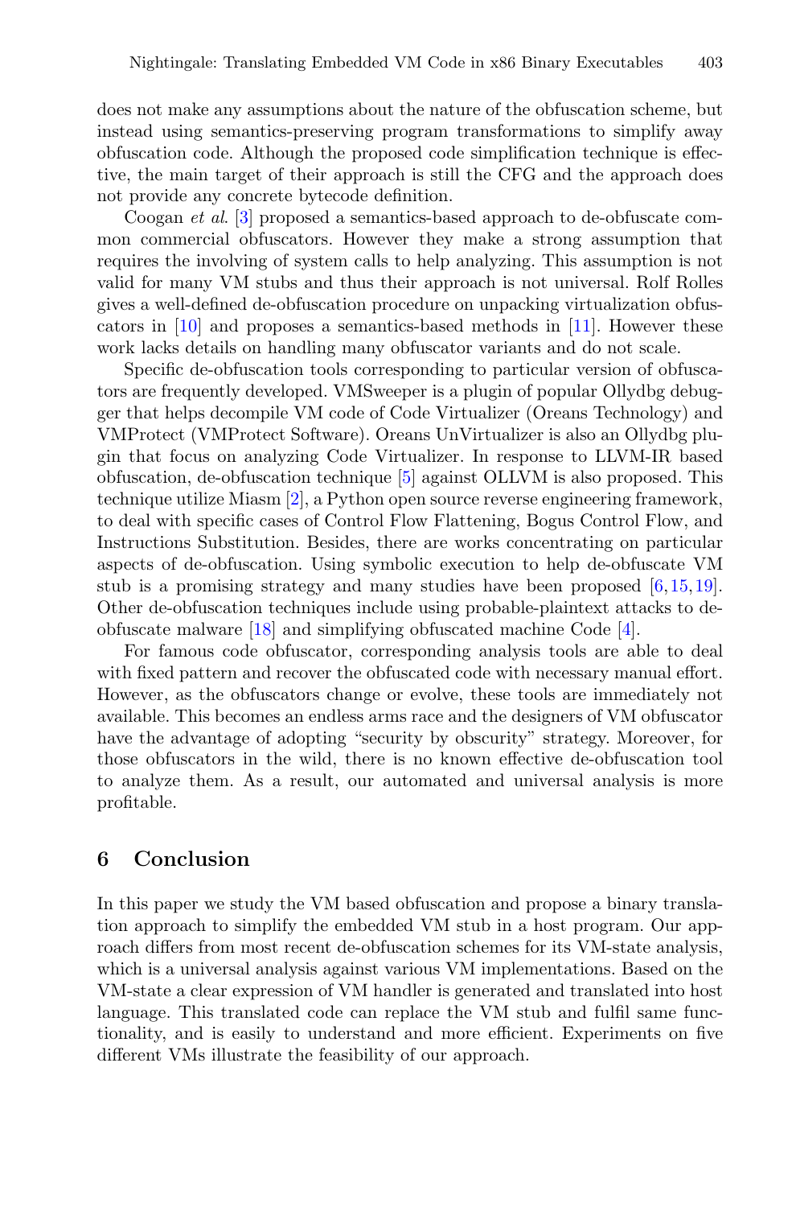does not make any assumptions about the nature of the obfuscation scheme, but instead using semantics-preserving program transformations to simplify away obfuscation code. Although the proposed code simplification technique is effective, the main target of their approach is still the CFG and the approach does not provide any concrete bytecode definition.

Coogan *et al.* [3] proposed a semantics-based approach to de-obfuscate common commercial obfuscators. However they make a strong assumption that requires the involving of system calls to help analyzing. This assumption is not valid for many VM stubs and thus their approach is not universal. Rolf Rolles gives a well-defined de-obfuscation procedure on unpacking virtualization obfuscators in [10] and proposes a semantics-based methods in [11]. However these work lacks details on handling many obfuscator variants and do not scale.

Specific de-obfuscation tools corresponding to particular version of obfuscators are frequently developed. VMSweeper is a plugin of popular Ollydbg debugger that helps decompile VM code of Code Virtualizer (Oreans Technology) and VMProtect (VMProtect Software). Oreans UnVirtualizer is also an Ollydbg plugin that focus on analyzing Code Virtualizer. In response to LLVM-IR based obfuscation, de-obfuscation technique [5] against OLLVM is also proposed. This technique utilize Miasm [2], a Python open source reverse engineering framework, to deal with specific cases of Control Flow Flattening, Bogus Control Flow, and Instructions Substitution. Besides, there are works concentrating on particular aspects of de-obfuscation. Using symbolic execution to help de-obfuscate VM stub is a promising strategy and many studies have been proposed [6,15,19]. Other de-obfuscation techniques include using probable-plaintext attacks to de-obfuscate malware [18] and simplifying obfuscated machine Code [4].

For famous code obfuscator, corresponding analysis tools are able to deal with fixed pattern and recover the obfuscated code with necessary manual effort. However, as the obfuscators change or evolve, these tools are immediately not available. This becomes an endless arms race and the designers of VM obfuscator have the advantage of adopting "security by obscurity" strategy. Moreover, for those obfuscators in the wild, there is no known effective de-obfuscation tool to analyze them. As a result, our automated and universal analysis is more profitable.

## 6 Conclusion

In this paper we study the VM based obfuscation and propose a binary translation approach to simplify the embedded VM stub in a host program. Our approach differs from most recent de-obfuscation schemes for its VM-state analysis, which is a universal analysis against various VM implementations. Based on the VM-state a clear expression of VM handler is generated and translated into host language. This translated code can replace the VM stub and fulfil same functionality, and is easily to understand and more efficient. Experiments on five different VMs illustrate the feasibility of our approach.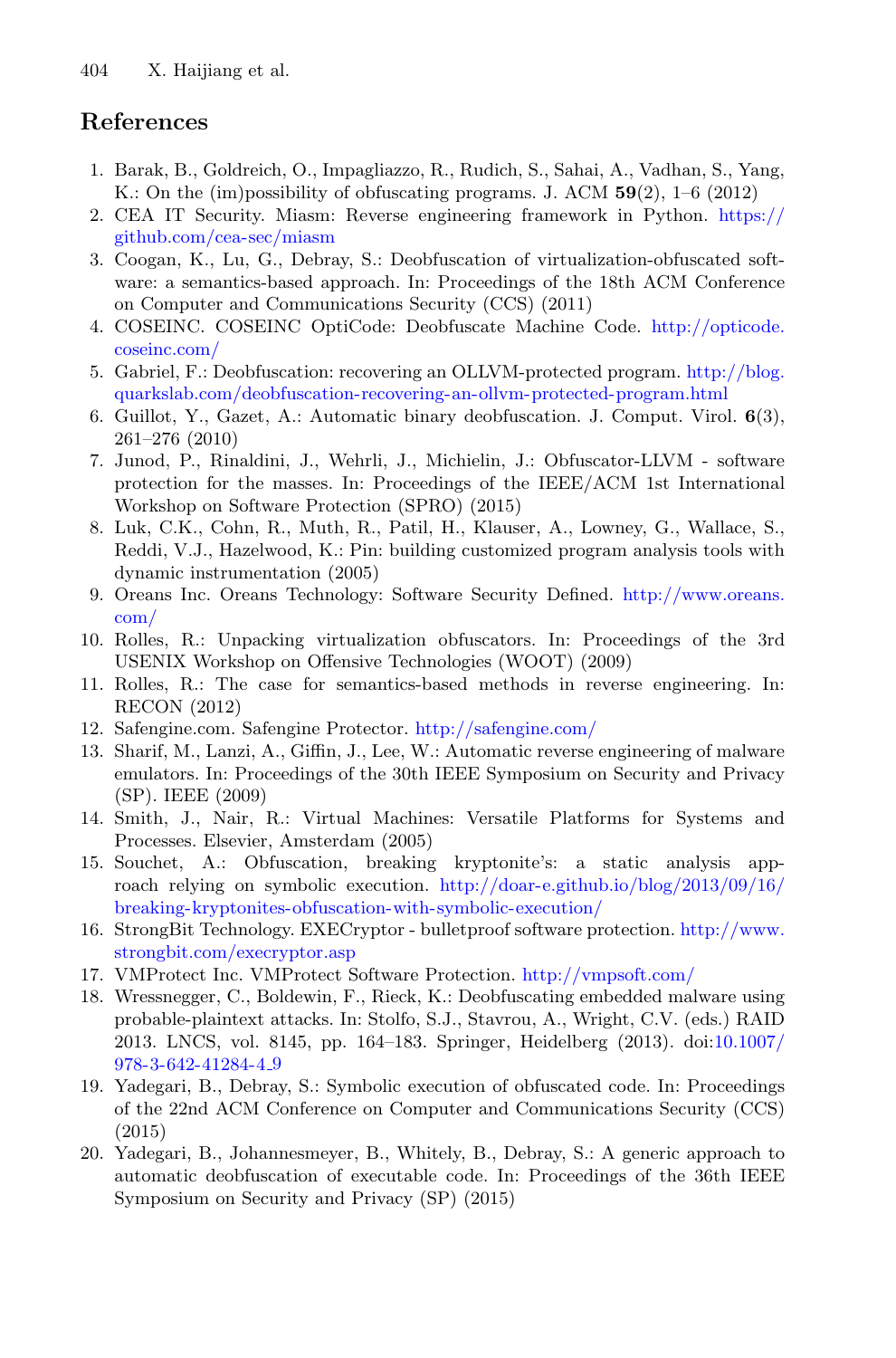## References

1. Barak, B., Goldreich, O., Impagliazzo, R., Rudich, S., Sahai, A., Vadhan, S., Yang, K.: On the (im)possibility of obfuscating programs. J. ACM **59**(2), 1–6 (2012)
2. CEA IT Security. Miasm: Reverse engineering framework in Python. https://github.com/cea-sec/miasm
3. Coogan, K., Lu, G., Debray, S.: Deobfuscation of virtualization-obfuscated software: a semantics-based approach. In: Proceedings of the 18th ACM Conference on Computer and Communications Security (CCS) (2011)
4. COSEINC. COSEINC OptiCode: Deobfuscate Machine Code. http://opticode.coseinc.com/
5. Gabriel, F.: Deobfuscation: recovering an OLLVM-protected program. http://blog.quarkslab.com/deobfuscation-recovering-an-ollvm-protected-program.html
6. Guillot, Y., Gazet, A.: Automatic binary deobfuscation. J. Comput. Virol. **6**(3), 261–276 (2010)
7. Junod, P., Rinaldini, J., Wehrli, J., Michielin, J.: Obfuscator-LLVM - software protection for the masses. In: Proceedings of the IEEE/ACM 1st International Workshop on Software Protection (SPRO) (2015)
8. Luk, C.K., Cohn, R., Muth, R., Patil, H., Klauser, A., Lowney, G., Wallace, S., Reddi, V.J., Hazelwood, K.: Pin: building customized program analysis tools with dynamic instrumentation (2005)
9. Oreans Inc. Oreans Technology: Software Security Defined. http://www.oreans.com/
10. Rolles, R.: Unpacking virtualization obfuscators. In: Proceedings of the 3rd USENIX Workshop on Offensive Technologies (WOOT) (2009)
11. Rolles, R.: The case for semantics-based methods in reverse engineering. In: RECON (2012)
12. Safengine.com. Safengine Protector. http://safengine.com/
13. Sharif, M., Lanzi, A., Giffin, J., Lee, W.: Automatic reverse engineering of malware emulators. In: Proceedings of the 30th IEEE Symposium on Security and Privacy (SP). IEEE (2009)
14. Smith, J., Nair, R.: Virtual Machines: Versatile Platforms for Systems and Processes. Elsevier, Amsterdam (2005)
15. Souchet, A.: Obfuscation, breaking kryptonite's: a static analysis approach relying on symbolic execution. http://doar-e.github.io/blog/2013/09/16/breaking-kryptonites-obfuscation-with-symbolic-execution/
16. StrongBit Technology. EXECryptor - bulletproof software protection. http://www.strongbit.com/execryptor.asp
17. VMProtect Inc. VMProtect Software Protection. http://vmpsoft.com/
18. Wressnegger, C., Boldewin, F., Rieck, K.: Deobfuscating embedded malware using probable-plaintext attacks. In: Stolfo, S.J., Stavrou, A., Wright, C.V. (eds.) RAID 2013. LNCS, vol. 8145, pp. 164–183. Springer, Heidelberg (2013). doi:10.1007/978-3-642-41284-4_9
19. Yadegari, B., Debray, S.: Symbolic execution of obfuscated code. In: Proceedings of the 22nd ACM Conference on Computer and Communications Security (CCS) (2015)
20. Yadegari, B., Johannesmeyer, B., Whitely, B., Debray, S.: A generic approach to automatic deobfuscation of executable code. In: Proceedings of the 36th IEEE Symposium on Security and Privacy (SP) (2015)